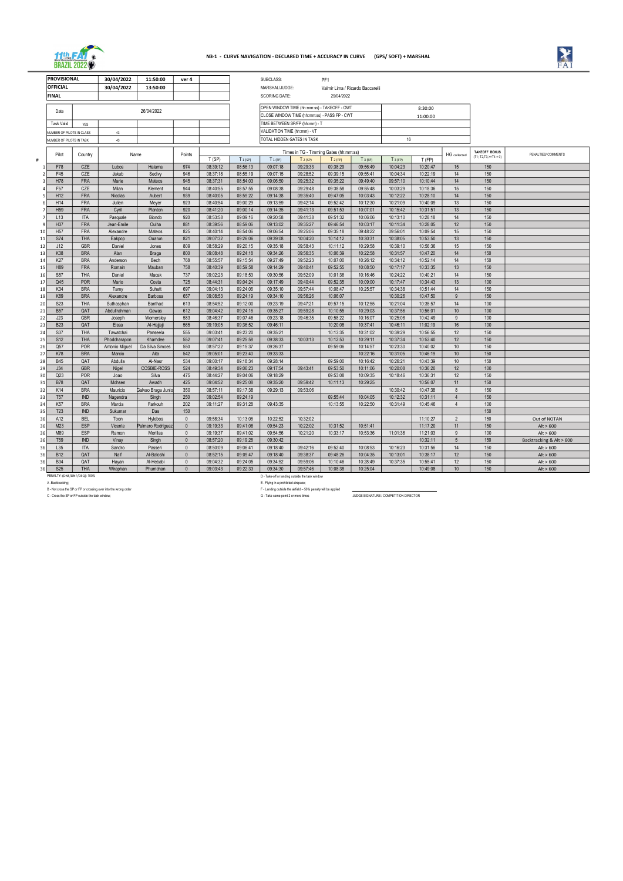## N3-1 - CURVE NAVIGATION - DECLARED TIME + ACCURACY IN CURVE (GPS/ SOFT) + MARSHAL

| | | | |
|---|---|---|---|
| PROVISIONAL | 30/04/2022 | 11:50:00 | ver 4 |
| OFFICIAL | 30/04/2022 | 13:50:00 | |
| FINAL | | | |

| | |
|---|---|
| SUBCLASS: | PF1 |
| MARSHAL/JUDGE: | Valmir Lima / Ricardo Baccarelli |
| SCORING DATE: | 29/04/2022 |

| | |
|---|---|
| Date | 26/04/2022 |
| Task Valid | YES |
| NUMBER OF PILOTS IN CLASS | 43 |
| NUMBER OF PILOTS IN TASK | 43 |

| | |
|---|---|
| OPEN WINDOW TIME (hh:mm:ss) - TAKEOFF - OWT | 8:30:00 |
| CLOSE WINDOW TIME (hh:mm:ss) - PASS FP - CWT | 11:00:00 |
| TIME BETWEEN SP/FP (hh:mm) - T | |
| VALIDATION TIME (hh:mm) - VT | |
| TOTAL HIDDEN GATES IN TASK | 16 |

| # | Pilot | Country | Name | | Points | Times in TG - Timming Gates (hh:mm:ss) | | | | | | | | HG collected | TAKEOFF BONUS (T1; T2,T3 >=T4 = 0) | PENALTIES/ COMMENTS |
|---|---|---|---|---|---|---|---|---|---|---|---|---|---|---|---|---|
| | | | | | | T (SP) | T 1 (SP) | T 1 (FP) | T 2 (SP) | T 2 (FP) | T 3 (SP) | T 3 (FP) | T (FP) | | | |
| 1 | F78 | CZE | Lubos | Halama | 974 | 08:39:12 | 08:56:13 | 09:07:18 | 09:29:33 | 09:38:29 | 09:56:49 | 10:04:23 | 10:20:47 | 15 | 150 | |
| 2 | F45 | CZE | Jakub | Sedivy | 946 | 08:37:18 | 08:55:19 | 09:07:15 | 09:28:52 | 09:39:15 | 09:55:41 | 10:04:34 | 10:22:19 | 14 | 150 | |
| 3 | H78 | FRA | Marie | Mateos | 945 | 08:37:31 | 08:54:03 | 09:06:50 | 09:25:32 | 09:35:22 | 09:49:40 | 09:57:10 | 10:10:44 | 14 | 150 | |
| 4 | F57 | CZE | Milan | Klement | 944 | 08:40:55 | 08:57:55 | 09:08:38 | 09:29:48 | 09:38:58 | 09:55:48 | 10:03:29 | 10:18:36 | 15 | 150 | |
| 5 | H12 | FRA | Nicolas | Aubert | 939 | 08:40:05 | 08:59:22 | 09:14:38 | 09:35:40 | 09:47:05 | 10:03:43 | 10:12:22 | 10:28:10 | 14 | 150 | |
| 6 | H14 | FRA | Julien | Meyer | 923 | 08:40:54 | 09:00:29 | 09:13:59 | 09:42:14 | 09:52:42 | 10:12:30 | 10:21:09 | 10:40:09 | 13 | 150 | |
| 7 | H59 | FRA | Cyril | Planton | 920 | 08:41:20 | 09:00:14 | 09:14:35 | 09:41:13 | 09:51:53 | 10:07:01 | 10:15:42 | 10:31:51 | 13 | 150 | |
| 7 | L13 | ITA | Pasquale | Biondo | 920 | 08:53:58 | 09:09:16 | 09:20:58 | 09:41:38 | 09:51:32 | 10:06:06 | 10:13:10 | 10:28:18 | 14 | 150 | |
| 9 | H37 | FRA | Jean-Emile | Oulha | 881 | 08:39:56 | 08:59:06 | 09:13:02 | 09:35:27 | 09:46:54 | 10:03:17 | 10:11:34 | 10:28:05 | 12 | 150 | |
| 10 | H57 | FRA | Alexandre | Mateos | 825 | 08:40:14 | 08:54:06 | 09:06:54 | 09:25:06 | 09:35:18 | 09:48:22 | 09:56:01 | 10:09:54 | 15 | 150 | |
| 11 | S74 | THA | Eakpop | Ouarun | 821 | 09:07:32 | 09:26:06 | 09:39:08 | 10:04:20 | 10:14:12 | 10:30:31 | 10:38:05 | 10:53:50 | 13 | 150 | |
| 12 | J12 | GBR | Daniel | Jones | 809 | 08:58:29 | 09:20:15 | 09:35:18 | 09:58:43 | 10:11:12 | 10:29:58 | 10:39:10 | 10:56:36 | 15 | 150 | |
| 13 | K38 | BRA | Alan | Braga | 800 | 09:08:48 | 09:24:18 | 09:34:26 | 09:56:35 | 10:06:39 | 10:22:58 | 10:31:57 | 10:47:20 | 14 | 150 | |
| 14 | K27 | BRA | Anderson | Bech | 768 | 08:55:57 | 09:15:54 | 09:27:49 | 09:52:23 | 10:07:00 | 10:26:12 | 10:34:12 | 10:52:14 | 14 | 150 | |
| 15 | H89 | FRA | Romain | Mauban | 758 | 08:40:39 | 08:59:58 | 09:14:29 | 09:40:41 | 09:52:55 | 10:08:50 | 10:17:17 | 10:33:35 | 13 | 150 | |
| 16 | S57 | THA | Daniel | Macak | 737 | 09:02:23 | 09:18:53 | 09:30:56 | 09:52:09 | 10:01:36 | 10:16:46 | 10:24:22 | 10:40:21 | 14 | 150 | |
| 17 | Q45 | POR | Mario | Costa | 725 | 08:44:31 | 09:04:24 | 09:17:49 | 09:40:44 | 09:52:35 | 10:09:00 | 10:17:47 | 10:34:43 | 13 | 100 | |
| 18 | K34 | BRA | Tamy | Suhett | 697 | 09:04:13 | 09:24:06 | 09:35:10 | 09:57:44 | 10:08:47 | 10:25:57 | 10:34:38 | 10:51:44 | 14 | 150 | |
| 19 | K89 | BRA | Alexandre | Barbosa | 657 | 09:08:53 | 09:24:19 | 09:34:10 | 09:56:26 | 10:06:07 | | 10:30:26 | 10:47:50 | 9 | 150 | |
| 20 | S23 | THA | Suthasphan | Banthad | 613 | 08:54:52 | 09:12:00 | 09:23:19 | 09:47:21 | 09:57:15 | 10:12:55 | 10:21:04 | 10:35:57 | 14 | 100 | |
| 21 | B57 | QAT | Abdulrahman | Gawas | 612 | 09:04:42 | 09:24:16 | 09:35:27 | 09:59:28 | 10:10:55 | 10:29:03 | 10:37:56 | 10:56:01 | 10 | 100 | |
| 22 | J23 | GBR | Joseph | Womersley | 583 | 08:46:37 | 09:07:46 | 09:23:18 | 09:46:35 | 09:58:22 | 10:16:07 | 10:25:08 | 10:42:49 | 9 | 100 | |
| 23 | B23 | QAT | Eissa | Al-Hajjaji | 565 | 09:19:05 | 09:36:52 | 09:46:11 | | 10:20:08 | 10:37:41 | 10:46:11 | 11:02:19 | 16 | 100 | |
| 24 | S37 | THA | Tawatchai | Panseela | 555 | 09:03:41 | 09:23:20 | 09:35:21 | | 10:13:35 | 10:31:02 | 10:39:29 | 10:56:55 | 12 | 150 | |
| 25 | S12 | THA | Phodcharapon | Khamdee | 552 | 09:07:41 | 09:25:58 | 09:38:33 | 10:03:13 | 10:12:53 | 10:29:11 | 10:37:34 | 10:53:40 | 12 | 150 | |
| 26 | Q57 | POR | Antonio Miguel | Da Silva Simoes | 550 | 08:57:22 | 09:15:37 | 09:26:37 | | 09:59:06 | 10:14:57 | 10:23:30 | 10:40:02 | 10 | 150 | |
| 27 | K78 | BRA | Marcio | Alta | 542 | 09:05:01 | 09:23:40 | 09:33:33 | | | 10:22:16 | 10:31:05 | 10:46:19 | 10 | 150 | |
| 28 | B45 | QAT | Abdulla | Al-Nasr | 534 | 09:00:17 | 09:18:34 | 09:28:14 | | 09:59:00 | 10:16:42 | 10:26:21 | 10:43:39 | 10 | 150 | |
| 29 | J34 | GBR | Nigel | COSBIE-ROSS | 524 | 08:49:34 | 09:06:23 | 09:17:54 | 09:43:41 | 09:53:50 | 10:11:06 | 10:20:08 | 10:36:20 | 12 | 100 | |
| 30 | Q23 | POR | Joao | Silva | 475 | 08:44:27 | 09:04:06 | 09:18:29 | | 09:53:08 | 10:09:35 | 10:18:46 | 10:36:31 | 12 | 150 | |
| 31 | B78 | QAT | Mohsen | Awadh | 425 | 09:04:52 | 09:25:08 | 09:35:20 | 09:59:42 | 10:11:13 | 10:29:25 | | 10:56:07 | 11 | 150 | |
| 32 | K14 | BRA | Mauricio | Galvao Braga Junior | 350 | 08:57:11 | 09:17:38 | 09:29:13 | 09:53:06 | | | 10:30:42 | 10:47:38 | 8 | 150 | |
| 33 | T57 | IND | Nagendra | Singh | 250 | 09:02:54 | 09:24:19 | | | 09:55:44 | 10:04:05 | 10:12:32 | 10:31:11 | 4 | 150 | |
| 34 | K57 | BRA | Marcia | Farkouh | 202 | 09:11:27 | 09:31:28 | 09:43:35 | | 10:13:55 | 10:22:50 | 10:31:49 | 10:45:46 | 4 | 100 | |
| 35 | T23 | IND | Sukumar | Das | 150 | | | | | | | | | | 150 | |
| 36 | A12 | BEL | Toon | Hylebos | 0 | 09:58:34 | 10:13:06 | 10:22:52 | 10:32:02 | | | | 11:10:27 | 2 | 150 | Out of NOTAN |
| 36 | M23 | ESP | Vicente | Palmero Rodriguez | 0 | 09:19:33 | 09:41:06 | 09:54:23 | 10:22:02 | 10:31:52 | 10:51:41 | | 11:17:20 | 11 | 150 | Alt > 600 |
| 36 | M89 | ESP | Ramon | Morillas | 0 | 09:19:37 | 09:41:02 | 09:54:56 | 10:21:20 | 10:33:17 | 10:53:36 | 11:01:36 | 11:21:03 | 9 | 100 | Alt > 600 |
| 36 | T59 | IND | Vinay | Singh | 0 | 08:57:20 | 09:19:28 | 09:30:42 | | | | | 10:32:11 | 5 | 150 | Backtracking & Alt > 600 |
| 36 | L35 | ITA | Sandro | Passeri | 0 | 08:50:09 | 09:06:41 | 09:18:40 | 09:42:16 | 09:52:40 | 10:08:53 | 10:16:23 | 10:31:56 | 14 | 150 | Alt > 600 |
| 36 | B12 | QAT | Naif | Al-Baloshi | 0 | 08:52:15 | 09:09:47 | 09:18:40 | 09:38:37 | 09:48:26 | 10:04:35 | 10:13:01 | 10:38:17 | 12 | 150 | Alt > 600 |
| 36 | B34 | QAT | Hayan | Al-Hebabi | 0 | 09:04:32 | 09:24:05 | 09:34:52 | 09:59:06 | 10:10:46 | 10:28:49 | 10:37:35 | 10:55:41 | 12 | 150 | Alt > 600 |
| 36 | S25 | THA | Wiraphan | Phumchan | 0 | 09:03:43 | 09:22:33 | 09:34:30 | 09:57:46 | 10:08:38 | 10:25:04 | | 10:49:08 | 10 | 150 | Alt > 600 |

PENALTY: (DNS/DNF/DSQ): 100%

A - Backtracking;

B - Not cross the SP or FP or crossing over into the wrong order

C - Cross the SP or FP outside the task window;

D - Take-off or landing outside the task window

E - Flying in a prohibited airspace;

F - Landing outside the airfield – 50% penalty will be applied

G - Take same point 2 or more times

JUDGE SIGNATURE / COMPETITION DIRECTOR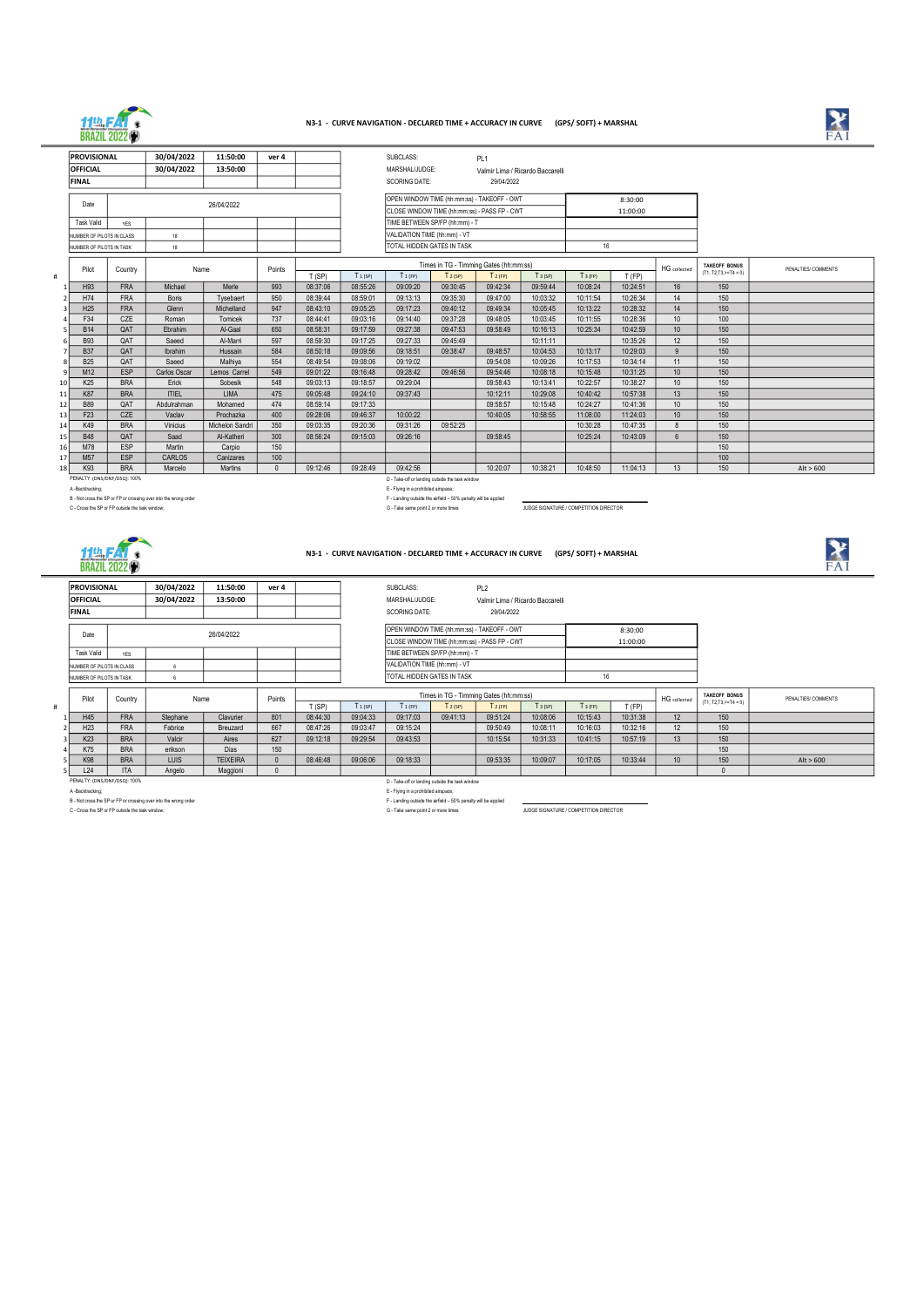## N3-1 - CURVE NAVIGATION - DECLARED TIME + ACCURACY IN CURVE (GPS/ SOFT) + MARSHAL

| | | | |
|---|---|---|---|
| PROVISIONAL | 30/04/2022 | 11:50:00 | ver 4 |
| OFFICIAL | 30/04/2022 | 13:50:00 | |
| FINAL | | | |

SUBCLASS: PL1

MARSHAL/JUDGE: Valmir Lima / Ricardo Baccarelli

SCORING DATE: 29/04/2022

| | |
|---|---|
| Date | 26/04/2022 |
| Task Valid | YES |
| NUMBER OF PILOTS IN CLASS | 18 |
| NUMBER OF PILOTS IN TASK | 18 |

| | |
|---|---|
| OPEN WINDOW TIME (hh:mm:ss) - TAKEOFF - OWT | 8:30:00 |
| CLOSE WINDOW TIME (hh:mm:ss) - PASS FP - CWT | 11:00:00 |
| TIME BETWEEN SP/FP (hh:mm) - T | |
| VALIDATION TIME (hh:mm) - VT | |
| TOTAL HIDDEN GATES IN TASK | 16 |

| # | Pilot | Country | Name | | Points | Times in TG - Timming Gates (hh:mm:ss) | | | | | | | | HG collected | TAKEOFF BONUS (T1; T2,T3 >=T4 = 0) | PENALTIES/ COMMENTS |
|---|---|---|---|---|---|---|---|---|---|---|---|---|---|---|---|---|
| | | | | | | T (SP) | T 1 (SP) | T 1 (FP) | T 2 (SP) | T 2 (FP) | T 3 (SP) | T 3 (FP) | T (FP) | | | |
| 1 | H93 | FRA | Michael | Merle | 993 | 08:37:06 | 08:55:26 | 09:09:20 | 09:30:45 | 09:42:34 | 09:59:44 | 10:08:24 | 10:24:51 | 16 | 150 | |
| 2 | H74 | FRA | Boris | Tysebaert | 950 | 08:39:44 | 08:59:01 | 09:13:13 | 09:35:30 | 09:47:00 | 10:03:32 | 10:11:54 | 10:26:34 | 14 | 150 | |
| 3 | H25 | FRA | Glenn | Michelland | 947 | 08:43:10 | 09:05:25 | 09:17:23 | 09:40:12 | 09:49:34 | 10:05:45 | 10:13:22 | 10:28:32 | 14 | 150 | |
| 4 | F34 | CZE | Roman | Tomicek | 737 | 08:44:41 | 09:03:16 | 09:14:40 | 09:37:28 | 09:48:05 | 10:03:45 | 10:11:55 | 10:28:36 | 10 | 100 | |
| 5 | B14 | QAT | Ebrahim | Al-Gaal | 650 | 08:58:31 | 09:17:59 | 09:27:38 | 09:47:53 | 09:58:49 | 10:16:13 | 10:25:34 | 10:42:59 | 10 | 150 | |
| 6 | B93 | QAT | Saeed | Al-Marri | 597 | 08:59:30 | 09:17:25 | 09:27:33 | 09:45:49 | | 10:11:11 | | 10:35:26 | 12 | 150 | |
| 7 | B37 | QAT | Ibrahim | Hussain | 584 | 08:50:18 | 09:09:56 | 09:18:51 | 09:38:47 | 09:48:57 | 10:04:53 | 10:13:17 | 10:29:03 | 9 | 150 | |
| 8 | B25 | QAT | Saeed | Malhiya | 554 | 08:49:54 | 09:08:06 | 09:19:02 | | 09:54:08 | 10:09:26 | 10:17:53 | 10:34:14 | 11 | 150 | |
| 9 | M12 | ESP | Carlos Oscar | Lemos Carrel | 549 | 09:01:22 | 09:16:48 | 09:28:42 | 09:46:56 | 09:54:46 | 10:08:18 | 10:15:48 | 10:31:25 | 10 | 150 | |
| 10 | K25 | BRA | Erick | Sobesik | 548 | 09:03:13 | 09:18:57 | 09:29:04 | | 09:58:43 | 10:13:41 | 10:22:57 | 10:38:27 | 10 | 150 | |
| 11 | K87 | BRA | ITIEL | LIMA | 475 | 09:05:48 | 09:24:10 | 09:37:43 | | 10:12:11 | 10:29:08 | 10:40:42 | 10:57:38 | 13 | 150 | |
| 12 | B89 | QAT | Abdulrahman | Mohamed | 474 | 08:59:14 | 09:17:33 | | | 09:58:57 | 10:15:48 | 10:24:27 | 10:41:36 | 10 | 150 | |
| 13 | F23 | CZE | Vaclav | Prochazka | 400 | 09:28:06 | 09:46:37 | 10:00:22 | | 10:40:05 | 10:58:55 | 11:08:00 | 11:24:03 | 10 | 150 | |
| 14 | K49 | BRA | Vinicius | Michelon Sandri | 350 | 09:03:35 | 09:20:36 | 09:31:26 | 09:52:25 | | | 10:30:28 | 10:47:35 | 8 | 150 | |
| 15 | B48 | QAT | Saad | Al-Katheri | 300 | 08:56:24 | 09:15:03 | 09:26:16 | | 09:58:45 | | 10:25:24 | 10:43:09 | 6 | 150 | |
| 16 | M78 | ESP | Martin | Carpio | 150 | | | | | | | | | | 150 | |
| 17 | M57 | ESP | CARLOS | Canizares | 100 | | | | | | | | | | 100 | |
| 18 | K93 | BRA | Marcelo | Martins | 0 | 09:12:46 | 09:28:49 | 09:42:56 | | 10:20:07 | 10:38:21 | 10:48:50 | 11:04:13 | 13 | 150 | Alt > 600 |

PENALTY: (DNS/DNF/DSQ): 100%

A -Backtracking;

B - Not cross the SP or FP or crossing over into the wrong order

C - Cross the SP or FP outside the task window;

D - Take-off or landing outside the task window

E - Flying in a prohibited airspace;

F - Landing outside the airfield – 50% penalty will be applied

G - Take same point 2 or more times

JUDGE SIGNATURE / COMPETITION DIRECTOR

## N3-1 - CURVE NAVIGATION - DECLARED TIME + ACCURACY IN CURVE (GPS/ SOFT) + MARSHAL

| | | | |
|---|---|---|---|
| PROVISIONAL | 30/04/2022 | 11:50:00 | ver 4 |
| OFFICIAL | 30/04/2022 | 13:50:00 | |
| FINAL | | | |

SUBCLASS: PL2

MARSHAL/JUDGE: Valmir Lima / Ricardo Baccarelli

SCORING DATE: 29/04/2022

| | |
|---|---|
| Date | 26/04/2022 |
| Task Valid | YES |
| NUMBER OF PILOTS IN CLASS | 6 |
| NUMBER OF PILOTS IN TASK | 6 |

| | |
|---|---|
| OPEN WINDOW TIME (hh:mm:ss) - TAKEOFF - OWT | 8:30:00 |
| CLOSE WINDOW TIME (hh:mm:ss) - PASS FP - CWT | 11:00:00 |
| TIME BETWEEN SP/FP (hh:mm) - T | |
| VALIDATION TIME (hh:mm) - VT | |
| TOTAL HIDDEN GATES IN TASK | 16 |

| # | Pilot | Country | Name | | Points | Times in TG - Timming Gates (hh:mm:ss) | | | | | | | | HG collected | TAKEOFF BONUS (T1; T2,T3 >=T4 = 0) | PENALTIES/ COMMENTS |
|---|---|---|---|---|---|---|---|---|---|---|---|---|---|---|---|---|
| | | | | | | T (SP) | T 1 (SP) | T 1 (FP) | T 2 (SP) | T 2 (FP) | T 3 (SP) | T 3 (FP) | T (FP) | | | |
| 1 | H45 | FRA | Stephane | Clavurier | 801 | 08:44:30 | 09:04:33 | 09:17:03 | 09:41:13 | 09:51:24 | 10:08:06 | 10:15:43 | 10:31:38 | 12 | 150 | |
| 2 | H23 | FRA | Fabrice | Breuzard | 667 | 08:47:26 | 09:03:47 | 09:15:24 | | 09:50:49 | 10:08:11 | 10:16:03 | 10:32:16 | 12 | 150 | |
| 3 | K23 | BRA | Valcir | Aires | 627 | 09:12:18 | 09:29:54 | 09:43:53 | | 10:15:54 | 10:31:33 | 10:41:15 | 10:57:19 | 13 | 150 | |
| 4 | K75 | BRA | erikson | Dias | 150 | | | | | | | | | | 150 | |
| 5 | K98 | BRA | LUIS | TEIXEIRA | 0 | 08:46:48 | 09:06:06 | 09:18:33 | | 09:53:35 | 10:09:07 | 10:17:05 | 10:33:44 | 10 | 150 | Alt > 600 |
| 5 | L24 | ITA | Angelo | Maggioni | 0 | | | | | | | | | | 0 | |

PENALTY: (DNS/DNF/DSQ): 100%

A -Backtracking;

B - Not cross the SP or FP or crossing over into the wrong order

C - Cross the SP or FP outside the task window;

D - Take-off or landing outside the task window

E - Flying in a prohibited airspace;

F - Landing outside the airfield – 50% penalty will be applied

G - Take same point 2 or more times

JUDGE SIGNATURE / COMPETITION DIRECTOR